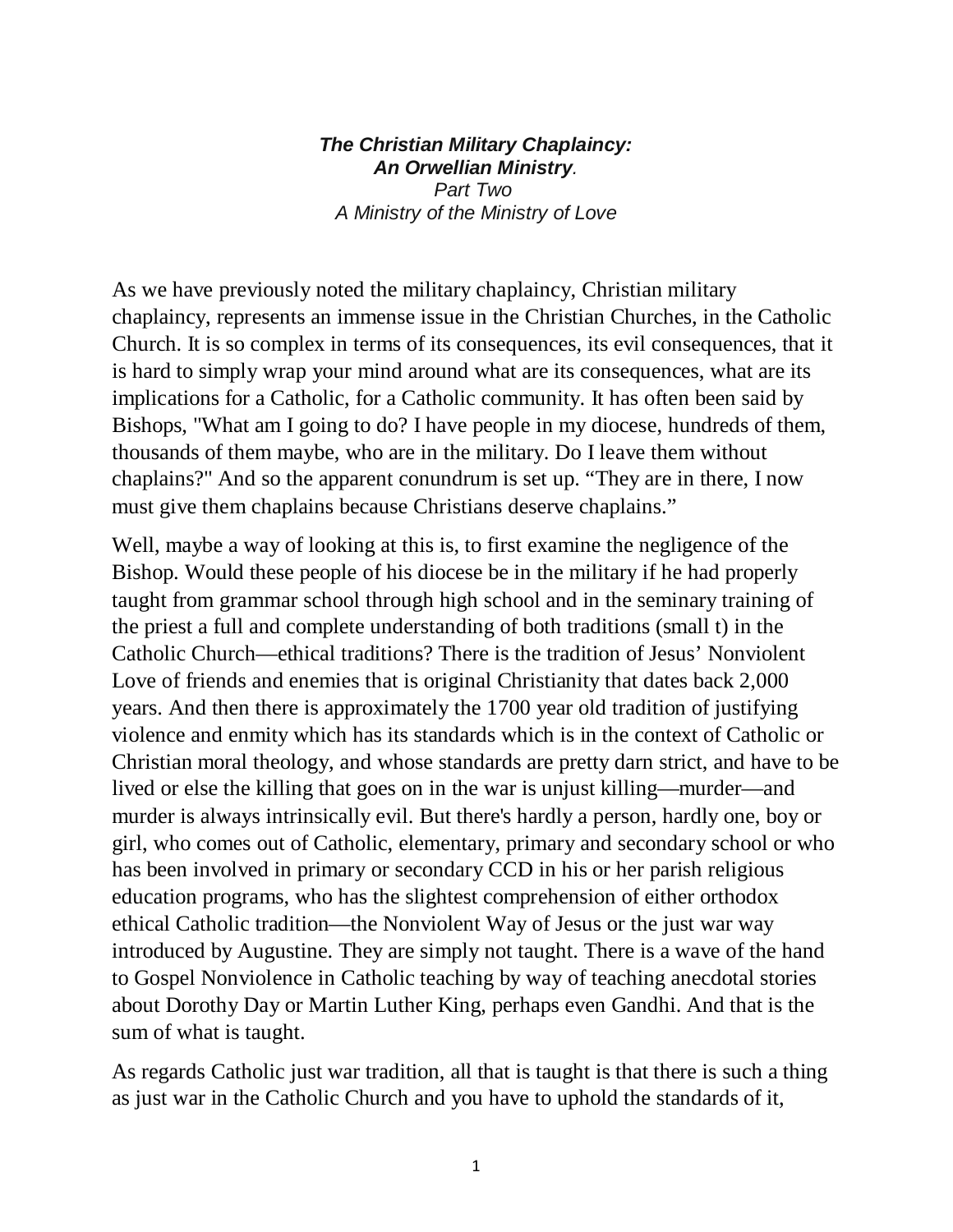***The Christian Military Chaplaincy:***
***An Orwellian Ministry*.**
*Part Two*
*A Ministry of the Ministry of Love*

As we have previously noted the military chaplaincy, Christian military chaplaincy, represents an immense issue in the Christian Churches, in the Catholic Church. It is so complex in terms of its consequences, its evil consequences, that it is hard to simply wrap your mind around what are its consequences, what are its implications for a Catholic, for a Catholic community. It has often been said by Bishops, "What am I going to do? I have people in my diocese, hundreds of them, thousands of them maybe, who are in the military. Do I leave them without chaplains?" And so the apparent conundrum is set up. "They are in there, I now must give them chaplains because Christians deserve chaplains."

Well, maybe a way of looking at this is, to first examine the negligence of the Bishop. Would these people of his diocese be in the military if he had properly taught from grammar school through high school and in the seminary training of the priest a full and complete understanding of both traditions (small t) in the Catholic Church—ethical traditions? There is the tradition of Jesus' Nonviolent Love of friends and enemies that is original Christianity that dates back 2,000 years. And then there is approximately the 1700 year old tradition of justifying violence and enmity which has its standards which is in the context of Catholic or Christian moral theology, and whose standards are pretty darn strict, and have to be lived or else the killing that goes on in the war is unjust killing—murder—and murder is always intrinsically evil. But there's hardly a person, hardly one, boy or girl, who comes out of Catholic, elementary, primary and secondary school or who has been involved in primary or secondary CCD in his or her parish religious education programs, who has the slightest comprehension of either orthodox ethical Catholic tradition—the Nonviolent Way of Jesus or the just war way introduced by Augustine. They are simply not taught. There is a wave of the hand to Gospel Nonviolence in Catholic teaching by way of teaching anecdotal stories about Dorothy Day or Martin Luther King, perhaps even Gandhi. And that is the sum of what is taught.

As regards Catholic just war tradition, all that is taught is that there is such a thing as just war in the Catholic Church and you have to uphold the standards of it,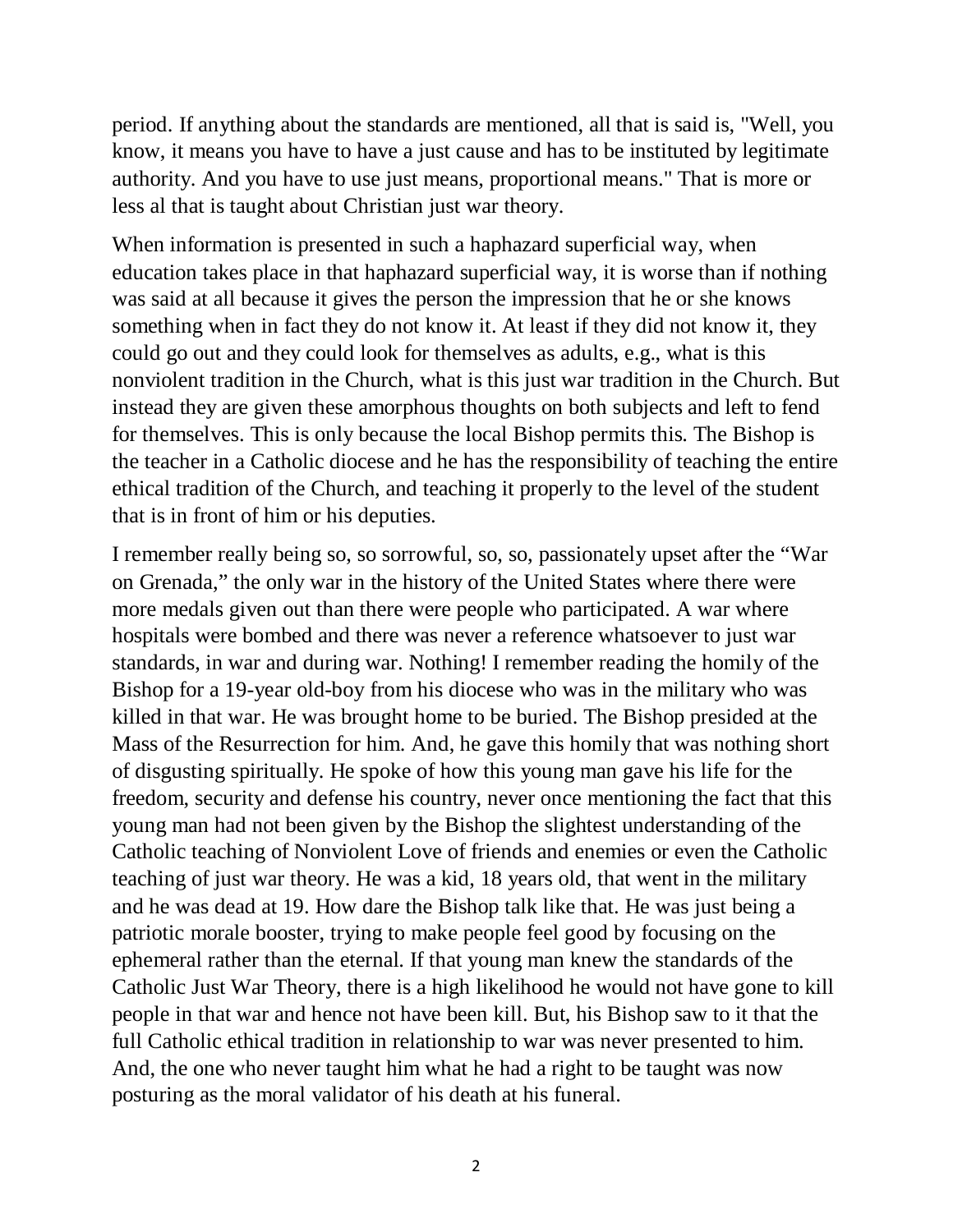period. If anything about the standards are mentioned, all that is said is, "Well, you know, it means you have to have a just cause and has to be instituted by legitimate authority. And you have to use just means, proportional means." That is more or less al that is taught about Christian just war theory.

When information is presented in such a haphazard superficial way, when education takes place in that haphazard superficial way, it is worse than if nothing was said at all because it gives the person the impression that he or she knows something when in fact they do not know it. At least if they did not know it, they could go out and they could look for themselves as adults, e.g., what is this nonviolent tradition in the Church, what is this just war tradition in the Church. But instead they are given these amorphous thoughts on both subjects and left to fend for themselves. This is only because the local Bishop permits this. The Bishop is the teacher in a Catholic diocese and he has the responsibility of teaching the entire ethical tradition of the Church, and teaching it properly to the level of the student that is in front of him or his deputies.

I remember really being so, so sorrowful, so, so, passionately upset after the "War on Grenada," the only war in the history of the United States where there were more medals given out than there were people who participated. A war where hospitals were bombed and there was never a reference whatsoever to just war standards, in war and during war. Nothing! I remember reading the homily of the Bishop for a 19-year old-boy from his diocese who was in the military who was killed in that war. He was brought home to be buried. The Bishop presided at the Mass of the Resurrection for him. And, he gave this homily that was nothing short of disgusting spiritually. He spoke of how this young man gave his life for the freedom, security and defense his country, never once mentioning the fact that this young man had not been given by the Bishop the slightest understanding of the Catholic teaching of Nonviolent Love of friends and enemies or even the Catholic teaching of just war theory. He was a kid, 18 years old, that went in the military and he was dead at 19. How dare the Bishop talk like that. He was just being a patriotic morale booster, trying to make people feel good by focusing on the ephemeral rather than the eternal. If that young man knew the standards of the Catholic Just War Theory, there is a high likelihood he would not have gone to kill people in that war and hence not have been kill. But, his Bishop saw to it that the full Catholic ethical tradition in relationship to war was never presented to him. And, the one who never taught him what he had a right to be taught was now posturing as the moral validator of his death at his funeral.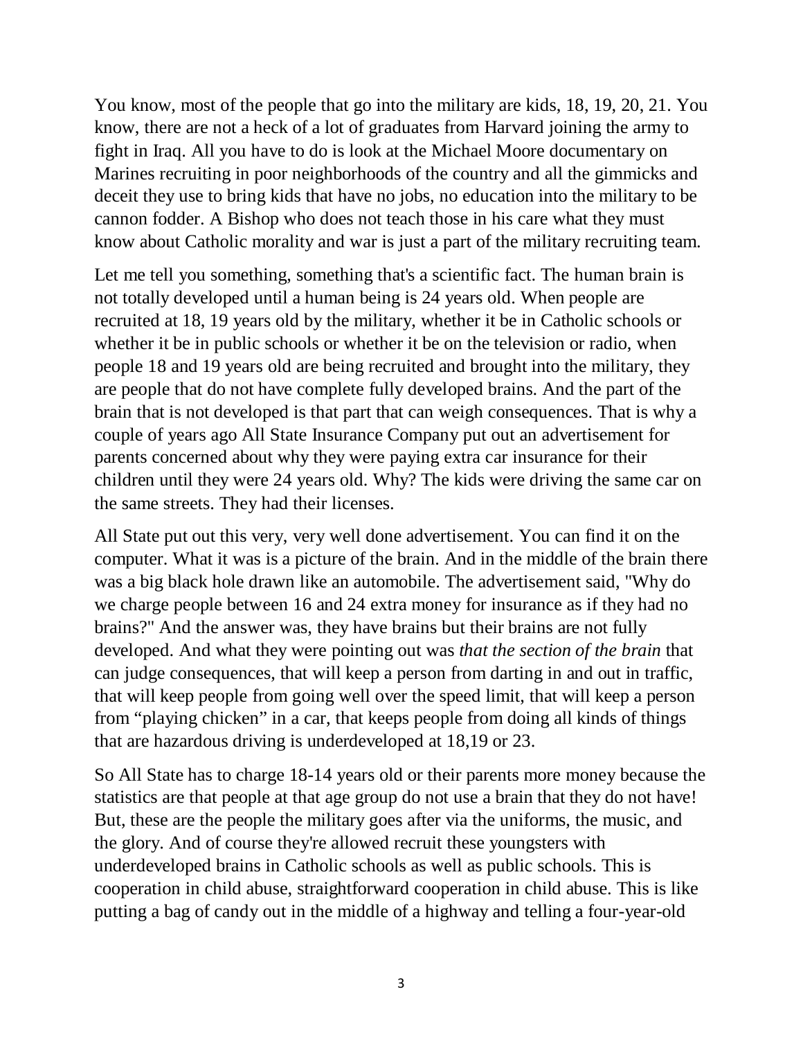You know, most of the people that go into the military are kids, 18, 19, 20, 21. You know, there are not a heck of a lot of graduates from Harvard joining the army to fight in Iraq. All you have to do is look at the Michael Moore documentary on Marines recruiting in poor neighborhoods of the country and all the gimmicks and deceit they use to bring kids that have no jobs, no education into the military to be cannon fodder. A Bishop who does not teach those in his care what they must know about Catholic morality and war is just a part of the military recruiting team.

Let me tell you something, something that's a scientific fact. The human brain is not totally developed until a human being is 24 years old. When people are recruited at 18, 19 years old by the military, whether it be in Catholic schools or whether it be in public schools or whether it be on the television or radio, when people 18 and 19 years old are being recruited and brought into the military, they are people that do not have complete fully developed brains. And the part of the brain that is not developed is that part that can weigh consequences. That is why a couple of years ago All State Insurance Company put out an advertisement for parents concerned about why they were paying extra car insurance for their children until they were 24 years old. Why? The kids were driving the same car on the same streets. They had their licenses.

All State put out this very, very well done advertisement. You can find it on the computer. What it was is a picture of the brain. And in the middle of the brain there was a big black hole drawn like an automobile. The advertisement said, "Why do we charge people between 16 and 24 extra money for insurance as if they had no brains?" And the answer was, they have brains but their brains are not fully developed. And what they were pointing out was *that the section of the brain* that can judge consequences, that will keep a person from darting in and out in traffic, that will keep people from going well over the speed limit, that will keep a person from "playing chicken" in a car, that keeps people from doing all kinds of things that are hazardous driving is underdeveloped at 18,19 or 23.

So All State has to charge 18-14 years old or their parents more money because the statistics are that people at that age group do not use a brain that they do not have! But, these are the people the military goes after via the uniforms, the music, and the glory. And of course they're allowed recruit these youngsters with underdeveloped brains in Catholic schools as well as public schools. This is cooperation in child abuse, straightforward cooperation in child abuse. This is like putting a bag of candy out in the middle of a highway and telling a four-year-old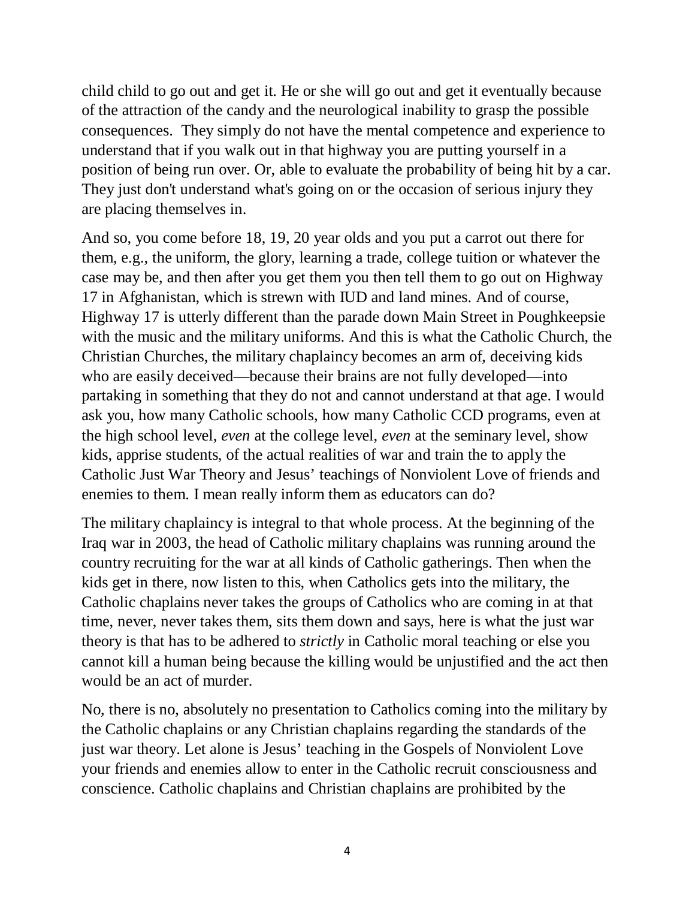child child to go out and get it. He or she will go out and get it eventually because of the attraction of the candy and the neurological inability to grasp the possible consequences. They simply do not have the mental competence and experience to understand that if you walk out in that highway you are putting yourself in a position of being run over. Or, able to evaluate the probability of being hit by a car. They just don't understand what's going on or the occasion of serious injury they are placing themselves in.

And so, you come before 18, 19, 20 year olds and you put a carrot out there for them, e.g., the uniform, the glory, learning a trade, college tuition or whatever the case may be, and then after you get them you then tell them to go out on Highway 17 in Afghanistan, which is strewn with IUD and land mines. And of course, Highway 17 is utterly different than the parade down Main Street in Poughkeepsie with the music and the military uniforms. And this is what the Catholic Church, the Christian Churches, the military chaplaincy becomes an arm of, deceiving kids who are easily deceived—because their brains are not fully developed—into partaking in something that they do not and cannot understand at that age. I would ask you, how many Catholic schools, how many Catholic CCD programs, even at the high school level, *even* at the college level, *even* at the seminary level, show kids, apprise students, of the actual realities of war and train the to apply the Catholic Just War Theory and Jesus' teachings of Nonviolent Love of friends and enemies to them. I mean really inform them as educators can do?

The military chaplaincy is integral to that whole process. At the beginning of the Iraq war in 2003, the head of Catholic military chaplains was running around the country recruiting for the war at all kinds of Catholic gatherings. Then when the kids get in there, now listen to this, when Catholics gets into the military, the Catholic chaplains never takes the groups of Catholics who are coming in at that time, never, never takes them, sits them down and says, here is what the just war theory is that has to be adhered to *strictly* in Catholic moral teaching or else you cannot kill a human being because the killing would be unjustified and the act then would be an act of murder.

No, there is no, absolutely no presentation to Catholics coming into the military by the Catholic chaplains or any Christian chaplains regarding the standards of the just war theory. Let alone is Jesus' teaching in the Gospels of Nonviolent Love your friends and enemies allow to enter in the Catholic recruit consciousness and conscience. Catholic chaplains and Christian chaplains are prohibited by the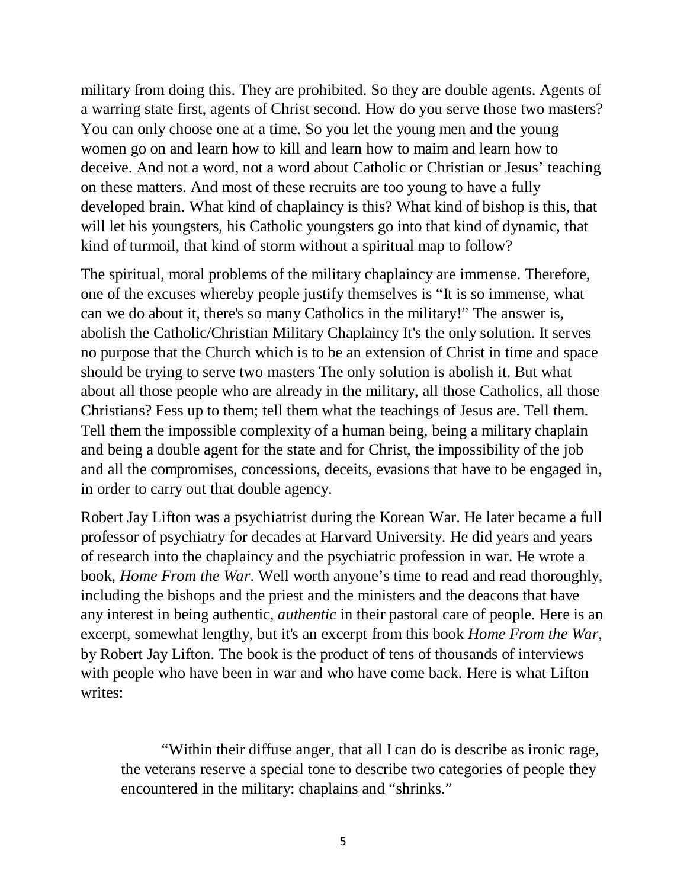military from doing this. They are prohibited. So they are double agents. Agents of a warring state first, agents of Christ second. How do you serve those two masters? You can only choose one at a time. So you let the young men and the young women go on and learn how to kill and learn how to maim and learn how to deceive. And not a word, not a word about Catholic or Christian or Jesus' teaching on these matters. And most of these recruits are too young to have a fully developed brain. What kind of chaplaincy is this? What kind of bishop is this, that will let his youngsters, his Catholic youngsters go into that kind of dynamic, that kind of turmoil, that kind of storm without a spiritual map to follow?

The spiritual, moral problems of the military chaplaincy are immense. Therefore, one of the excuses whereby people justify themselves is "It is so immense, what can we do about it, there's so many Catholics in the military!" The answer is, abolish the Catholic/Christian Military Chaplaincy It's the only solution. It serves no purpose that the Church which is to be an extension of Christ in time and space should be trying to serve two masters The only solution is abolish it. But what about all those people who are already in the military, all those Catholics, all those Christians? Fess up to them; tell them what the teachings of Jesus are. Tell them. Tell them the impossible complexity of a human being, being a military chaplain and being a double agent for the state and for Christ, the impossibility of the job and all the compromises, concessions, deceits, evasions that have to be engaged in, in order to carry out that double agency.

Robert Jay Lifton was a psychiatrist during the Korean War. He later became a full professor of psychiatry for decades at Harvard University. He did years and years of research into the chaplaincy and the psychiatric profession in war. He wrote a book, *Home From the War*. Well worth anyone's time to read and read thoroughly, including the bishops and the priest and the ministers and the deacons that have any interest in being authentic, *authentic* in their pastoral care of people. Here is an excerpt, somewhat lengthy, but it's an excerpt from this book *Home From the War*, by Robert Jay Lifton. The book is the product of tens of thousands of interviews with people who have been in war and who have come back. Here is what Lifton writes:

> "Within their diffuse anger, that all I can do is describe as ironic rage, the veterans reserve a special tone to describe two categories of people they encountered in the military: chaplains and "shrinks."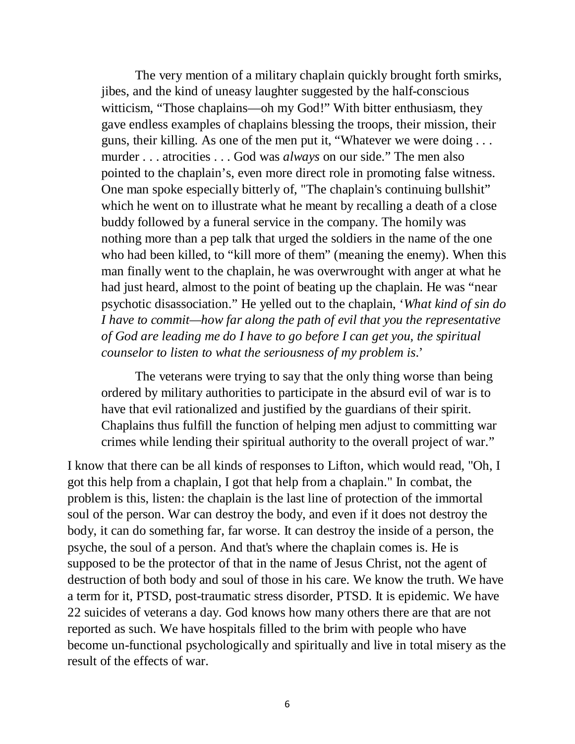The very mention of a military chaplain quickly brought forth smirks, jibes, and the kind of uneasy laughter suggested by the half-conscious witticism, "Those chaplains—oh my God!" With bitter enthusiasm, they gave endless examples of chaplains blessing the troops, their mission, their guns, their killing. As one of the men put it, "Whatever we were doing . . . murder . . . atrocities . . . God was *always* on our side." The men also pointed to the chaplain's, even more direct role in promoting false witness. One man spoke especially bitterly of, "The chaplain's continuing bullshit" which he went on to illustrate what he meant by recalling a death of a close buddy followed by a funeral service in the company. The homily was nothing more than a pep talk that urged the soldiers in the name of the one who had been killed, to "kill more of them" (meaning the enemy). When this man finally went to the chaplain, he was overwrought with anger at what he had just heard, almost to the point of beating up the chaplain. He was "near psychotic disassociation." He yelled out to the chaplain, '*What kind of sin do I have to commit—how far along the path of evil that you the representative of God are leading me do I have to go before I can get you, the spiritual counselor to listen to what the seriousness of my problem is*.'

> The veterans were trying to say that the only thing worse than being ordered by military authorities to participate in the absurd evil of war is to have that evil rationalized and justified by the guardians of their spirit. Chaplains thus fulfill the function of helping men adjust to committing war crimes while lending their spiritual authority to the overall project of war."

I know that there can be all kinds of responses to Lifton, which would read, "Oh, I got this help from a chaplain, I got that help from a chaplain." In combat, the problem is this, listen: the chaplain is the last line of protection of the immortal soul of the person. War can destroy the body, and even if it does not destroy the body, it can do something far, far worse. It can destroy the inside of a person, the psyche, the soul of a person. And that's where the chaplain comes is. He is supposed to be the protector of that in the name of Jesus Christ, not the agent of destruction of both body and soul of those in his care. We know the truth. We have a term for it, PTSD, post-traumatic stress disorder, PTSD. It is epidemic. We have 22 suicides of veterans a day. God knows how many others there are that are not reported as such. We have hospitals filled to the brim with people who have become un-functional psychologically and spiritually and live in total misery as the result of the effects of war.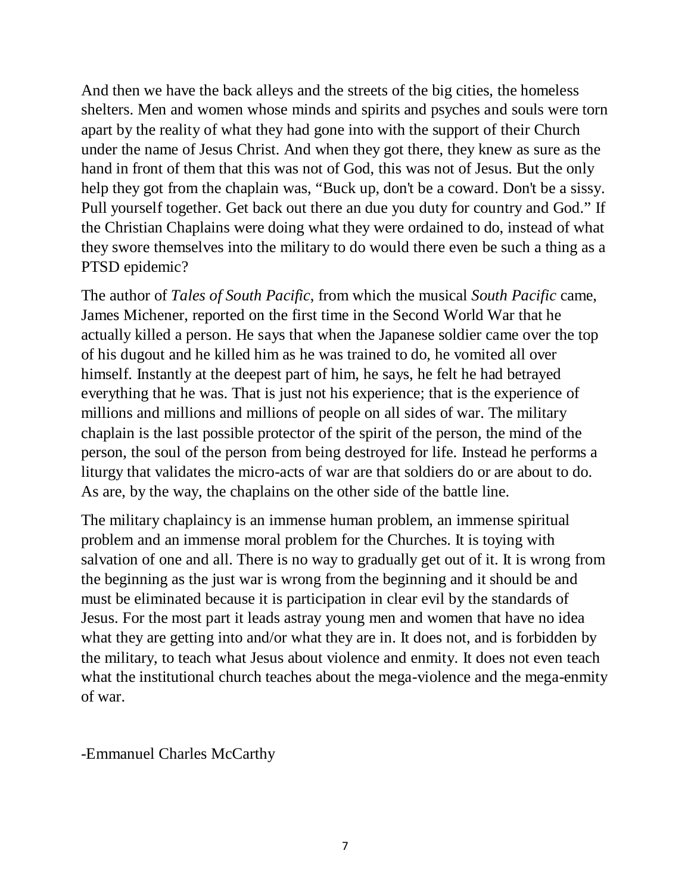And then we have the back alleys and the streets of the big cities, the homeless shelters. Men and women whose minds and spirits and psyches and souls were torn apart by the reality of what they had gone into with the support of their Church under the name of Jesus Christ. And when they got there, they knew as sure as the hand in front of them that this was not of God, this was not of Jesus. But the only help they got from the chaplain was, "Buck up, don't be a coward. Don't be a sissy. Pull yourself together. Get back out there an due you duty for country and God." If the Christian Chaplains were doing what they were ordained to do, instead of what they swore themselves into the military to do would there even be such a thing as a PTSD epidemic?

The author of *Tales of South Pacific*, from which the musical *South Pacific* came, James Michener, reported on the first time in the Second World War that he actually killed a person. He says that when the Japanese soldier came over the top of his dugout and he killed him as he was trained to do, he vomited all over himself. Instantly at the deepest part of him, he says, he felt he had betrayed everything that he was. That is just not his experience; that is the experience of millions and millions and millions of people on all sides of war. The military chaplain is the last possible protector of the spirit of the person, the mind of the person, the soul of the person from being destroyed for life. Instead he performs a liturgy that validates the micro-acts of war are that soldiers do or are about to do. As are, by the way, the chaplains on the other side of the battle line.

The military chaplaincy is an immense human problem, an immense spiritual problem and an immense moral problem for the Churches. It is toying with salvation of one and all. There is no way to gradually get out of it. It is wrong from the beginning as the just war is wrong from the beginning and it should be and must be eliminated because it is participation in clear evil by the standards of Jesus. For the most part it leads astray young men and women that have no idea what they are getting into and/or what they are in. It does not, and is forbidden by the military, to teach what Jesus about violence and enmity. It does not even teach what the institutional church teaches about the mega-violence and the mega-enmity of war.

-Emmanuel Charles McCarthy